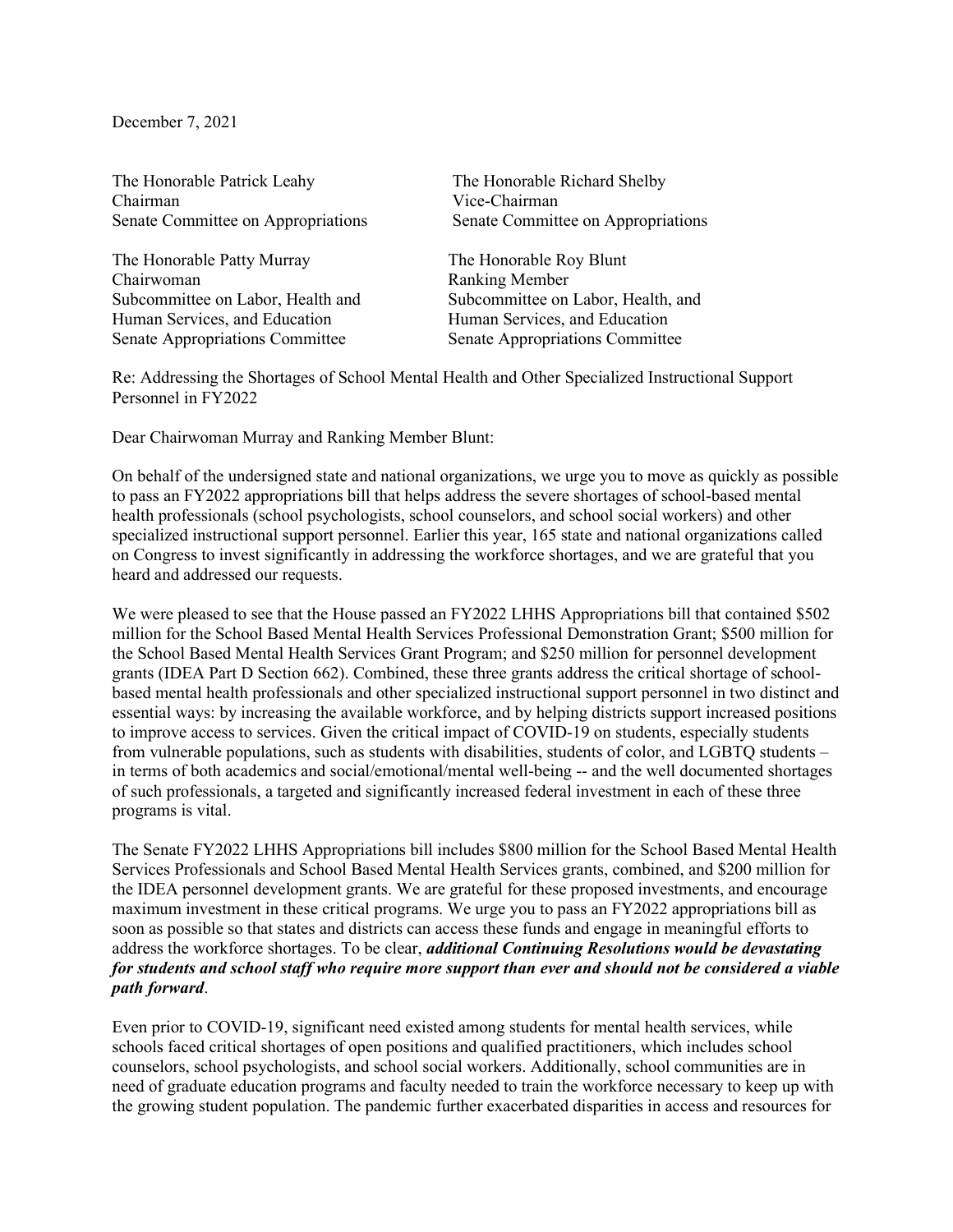December 7, 2021

The Honorable Patrick Leahy
Chairman
Senate Committee on Appropriations

The Honorable Richard Shelby
Vice-Chairman
Senate Committee on Appropriations

The Honorable Patty Murray
Chairwoman
Subcommittee on Labor, Health and Human Services, and Education
Senate Appropriations Committee

The Honorable Roy Blunt
Ranking Member
Subcommittee on Labor, Health, and Human Services, and Education
Senate Appropriations Committee

Re: Addressing the Shortages of School Mental Health and Other Specialized Instructional Support Personnel in FY2022

Dear Chairwoman Murray and Ranking Member Blunt:

On behalf of the undersigned state and national organizations, we urge you to move as quickly as possible to pass an FY2022 appropriations bill that helps address the severe shortages of school-based mental health professionals (school psychologists, school counselors, and school social workers) and other specialized instructional support personnel. Earlier this year, 165 state and national organizations called on Congress to invest significantly in addressing the workforce shortages, and we are grateful that you heard and addressed our requests.

We were pleased to see that the House passed an FY2022 LHHS Appropriations bill that contained $502 million for the School Based Mental Health Services Professional Demonstration Grant; $500 million for the School Based Mental Health Services Grant Program; and $250 million for personnel development grants (IDEA Part D Section 662). Combined, these three grants address the critical shortage of school-based mental health professionals and other specialized instructional support personnel in two distinct and essential ways: by increasing the available workforce, and by helping districts support increased positions to improve access to services. Given the critical impact of COVID-19 on students, especially students from vulnerable populations, such as students with disabilities, students of color, and LGBTQ students – in terms of both academics and social/emotional/mental well-being -- and the well documented shortages of such professionals, a targeted and significantly increased federal investment in each of these three programs is vital.

The Senate FY2022 LHHS Appropriations bill includes $800 million for the School Based Mental Health Services Professionals and School Based Mental Health Services grants, combined, and $200 million for the IDEA personnel development grants. We are grateful for these proposed investments, and encourage maximum investment in these critical programs. We urge you to pass an FY2022 appropriations bill as soon as possible so that states and districts can access these funds and engage in meaningful efforts to address the workforce shortages. To be clear, ***additional Continuing Resolutions would be devastating for students and school staff who require more support than ever and should not be considered a viable path forward***.

Even prior to COVID-19, significant need existed among students for mental health services, while schools faced critical shortages of open positions and qualified practitioners, which includes school counselors, school psychologists, and school social workers. Additionally, school communities are in need of graduate education programs and faculty needed to train the workforce necessary to keep up with the growing student population. The pandemic further exacerbated disparities in access and resources for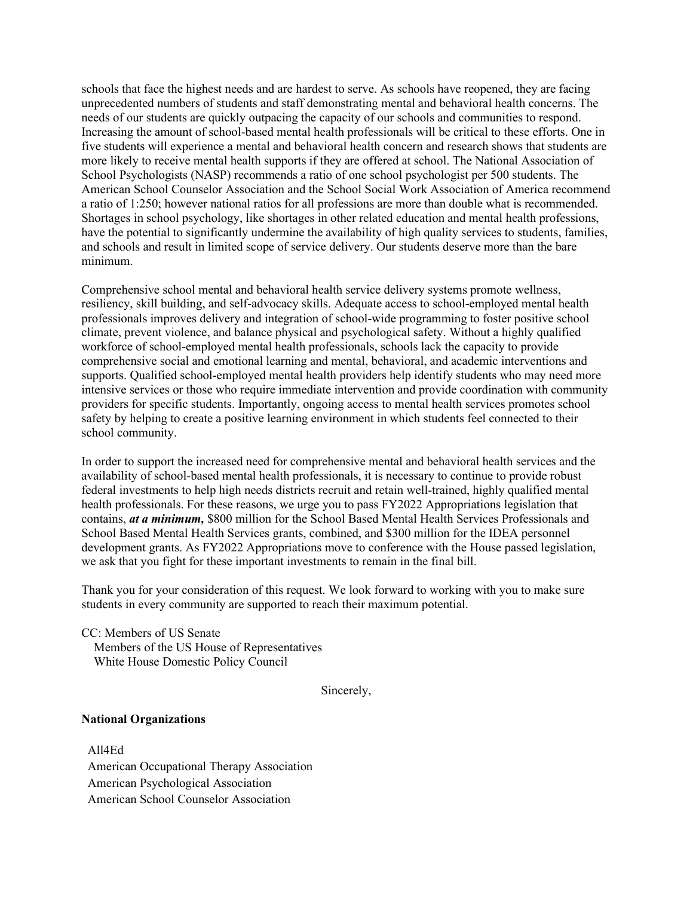schools that face the highest needs and are hardest to serve. As schools have reopened, they are facing unprecedented numbers of students and staff demonstrating mental and behavioral health concerns. The needs of our students are quickly outpacing the capacity of our schools and communities to respond. Increasing the amount of school-based mental health professionals will be critical to these efforts. One in five students will experience a mental and behavioral health concern and research shows that students are more likely to receive mental health supports if they are offered at school. The National Association of School Psychologists (NASP) recommends a ratio of one school psychologist per 500 students. The American School Counselor Association and the School Social Work Association of America recommend a ratio of 1:250; however national ratios for all professions are more than double what is recommended. Shortages in school psychology, like shortages in other related education and mental health professions, have the potential to significantly undermine the availability of high quality services to students, families, and schools and result in limited scope of service delivery. Our students deserve more than the bare minimum.

Comprehensive school mental and behavioral health service delivery systems promote wellness, resiliency, skill building, and self-advocacy skills. Adequate access to school-employed mental health professionals improves delivery and integration of school-wide programming to foster positive school climate, prevent violence, and balance physical and psychological safety. Without a highly qualified workforce of school-employed mental health professionals, schools lack the capacity to provide comprehensive social and emotional learning and mental, behavioral, and academic interventions and supports. Qualified school-employed mental health providers help identify students who may need more intensive services or those who require immediate intervention and provide coordination with community providers for specific students. Importantly, ongoing access to mental health services promotes school safety by helping to create a positive learning environment in which students feel connected to their school community.

In order to support the increased need for comprehensive mental and behavioral health services and the availability of school-based mental health professionals, it is necessary to continue to provide robust federal investments to help high needs districts recruit and retain well-trained, highly qualified mental health professionals. For these reasons, we urge you to pass FY2022 Appropriations legislation that contains, ***at a minimum,*** $800 million for the School Based Mental Health Services Professionals and School Based Mental Health Services grants, combined, and $300 million for the IDEA personnel development grants. As FY2022 Appropriations move to conference with the House passed legislation, we ask that you fight for these important investments to remain in the final bill.

Thank you for your consideration of this request. We look forward to working with you to make sure students in every community are supported to reach their maximum potential.

CC: Members of US Senate
Members of the US House of Representatives
White House Domestic Policy Council

Sincerely,

**National Organizations**

All4Ed
American Occupational Therapy Association
American Psychological Association
American School Counselor Association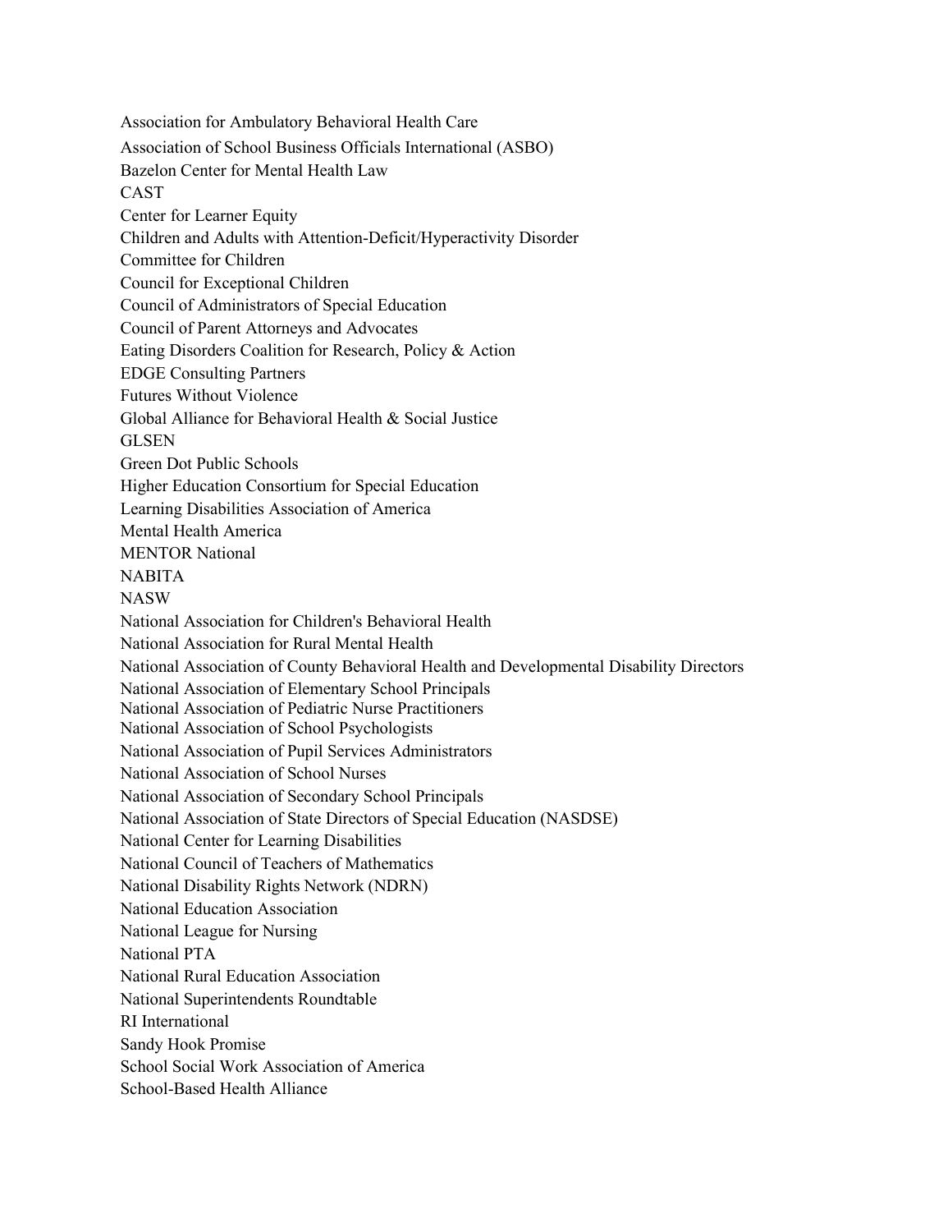Association for Ambulatory Behavioral Health Care

Association of School Business Officials International (ASBO)

Bazelon Center for Mental Health Law

CAST

Center for Learner Equity

Children and Adults with Attention-Deficit/Hyperactivity Disorder

Committee for Children

Council for Exceptional Children

Council of Administrators of Special Education

Council of Parent Attorneys and Advocates

Eating Disorders Coalition for Research, Policy & Action

EDGE Consulting Partners

Futures Without Violence

Global Alliance for Behavioral Health & Social Justice

GLSEN

Green Dot Public Schools

Higher Education Consortium for Special Education

Learning Disabilities Association of America

Mental Health America

MENTOR National

NABITA

NASW

National Association for Children's Behavioral Health

National Association for Rural Mental Health

National Association of County Behavioral Health and Developmental Disability Directors

National Association of Elementary School Principals

National Association of Pediatric Nurse Practitioners

National Association of School Psychologists

National Association of Pupil Services Administrators

National Association of School Nurses

National Association of Secondary School Principals

National Association of State Directors of Special Education (NASDSE)

National Center for Learning Disabilities

National Council of Teachers of Mathematics

National Disability Rights Network (NDRN)

National Education Association

National League for Nursing

National PTA

National Rural Education Association

National Superintendents Roundtable

RI International

Sandy Hook Promise

School Social Work Association of America

School-Based Health Alliance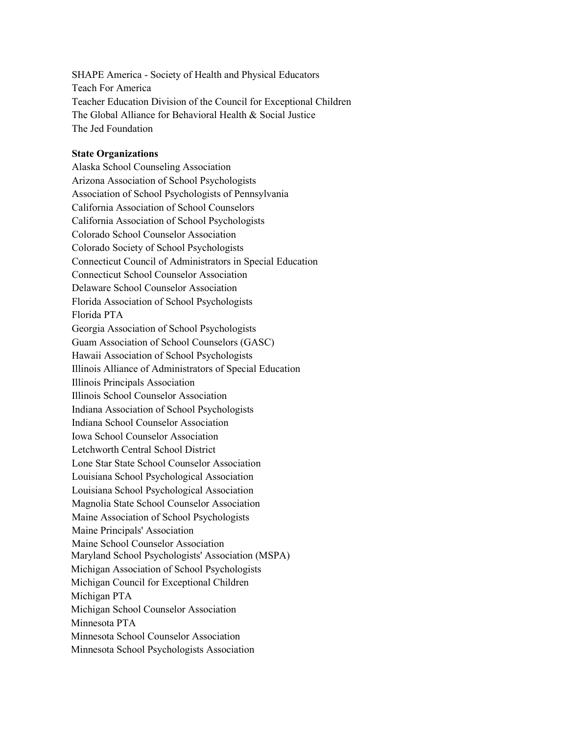SHAPE America - Society of Health and Physical Educators
Teach For America
Teacher Education Division of the Council for Exceptional Children
The Global Alliance for Behavioral Health & Social Justice
The Jed Foundation

**State Organizations**

Alaska School Counseling Association
Arizona Association of School Psychologists
Association of School Psychologists of Pennsylvania
California Association of School Counselors
California Association of School Psychologists
Colorado School Counselor Association
Colorado Society of School Psychologists
Connecticut Council of Administrators in Special Education
Connecticut School Counselor Association
Delaware School Counselor Association
Florida Association of School Psychologists
Florida PTA
Georgia Association of School Psychologists
Guam Association of School Counselors (GASC)
Hawaii Association of School Psychologists
Illinois Alliance of Administrators of Special Education
Illinois Principals Association
Illinois School Counselor Association
Indiana Association of School Psychologists
Indiana School Counselor Association
Iowa School Counselor Association
Letchworth Central School District
Lone Star State School Counselor Association
Louisiana School Psychological Association
Louisiana School Psychological Association
Magnolia State School Counselor Association
Maine Association of School Psychologists
Maine Principals' Association
Maine School Counselor Association
Maryland School Psychologists' Association (MSPA)
Michigan Association of School Psychologists
Michigan Council for Exceptional Children
Michigan PTA
Michigan School Counselor Association
Minnesota PTA
Minnesota School Counselor Association
Minnesota School Psychologists Association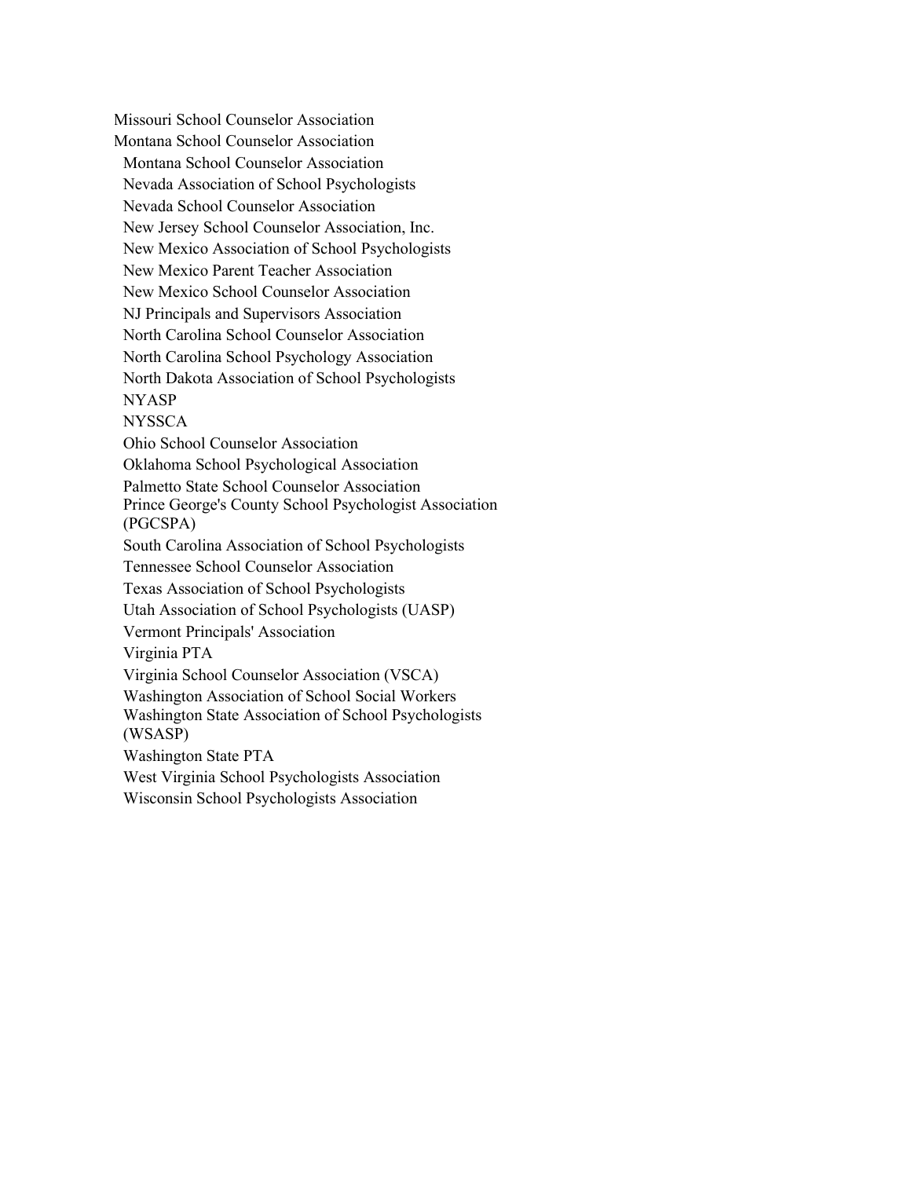Missouri School Counselor Association
Montana School Counselor Association
Montana School Counselor Association
Nevada Association of School Psychologists
Nevada School Counselor Association
New Jersey School Counselor Association, Inc.
New Mexico Association of School Psychologists
New Mexico Parent Teacher Association
New Mexico School Counselor Association
NJ Principals and Supervisors Association
North Carolina School Counselor Association
North Carolina School Psychology Association
North Dakota Association of School Psychologists
NYASP
NYSSCA
Ohio School Counselor Association
Oklahoma School Psychological Association
Palmetto State School Counselor Association
Prince George's County School Psychologist Association (PGCSPA)
South Carolina Association of School Psychologists
Tennessee School Counselor Association
Texas Association of School Psychologists
Utah Association of School Psychologists (UASP)
Vermont Principals' Association
Virginia PTA
Virginia School Counselor Association (VSCA)
Washington Association of School Social Workers
Washington State Association of School Psychologists (WSASP)
Washington State PTA
West Virginia School Psychologists Association
Wisconsin School Psychologists Association